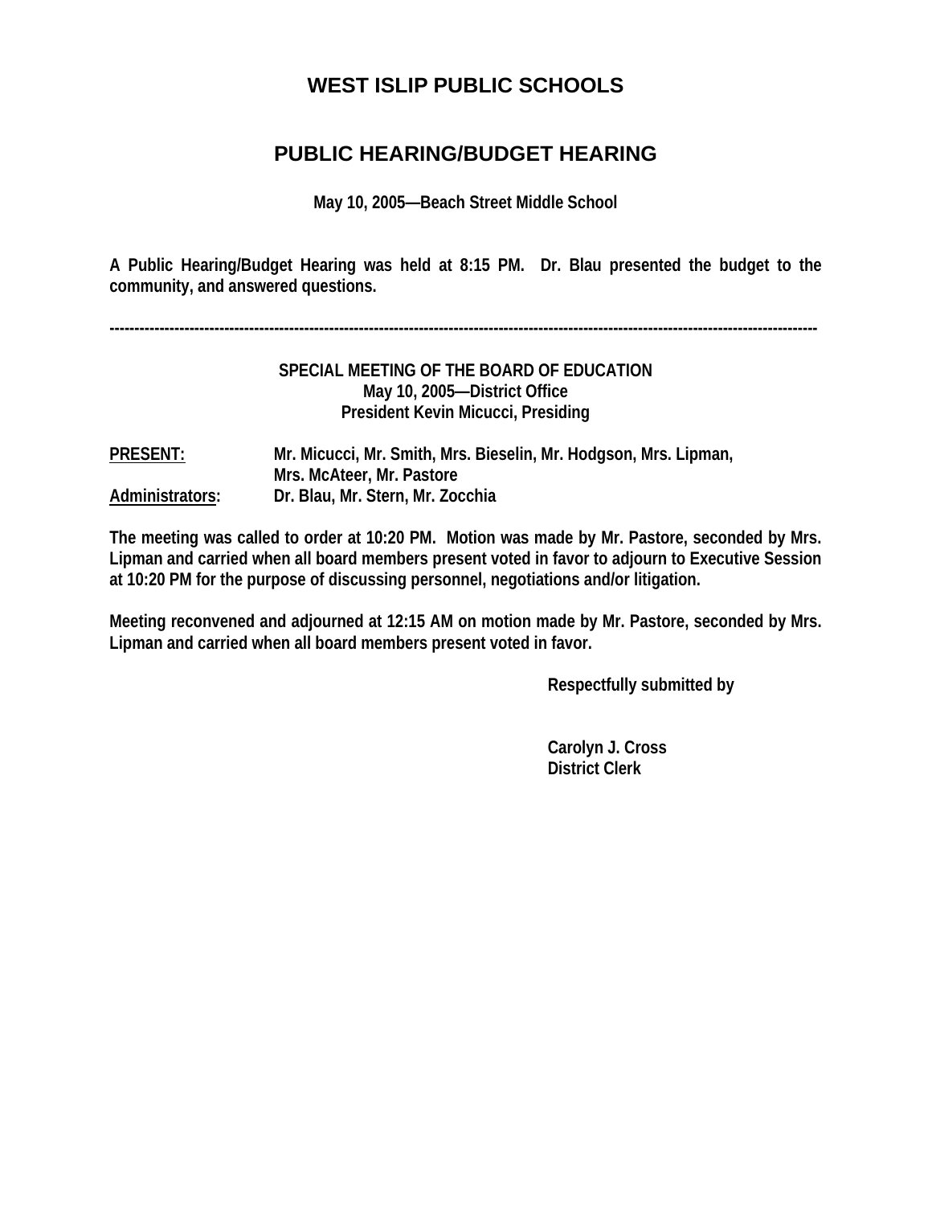# WEST ISLIP PUBLIC SCHOOLS

## PUBLIC HEARING/BUDGET HEARING

**May 10, 2005—Beach Street Middle School**

**A Public Hearing/Budget Hearing was held at 8:15 PM. Dr. Blau presented the budget to the community, and answered questions.**

---

**SPECIAL MEETING OF THE BOARD OF EDUCATION**
**May 10, 2005—District Office**
**President Kevin Micucci, Presiding**

**PRESENT:** Mr. Micucci, Mr. Smith, Mrs. Bieselin, Mr. Hodgson, Mrs. Lipman, Mrs. McAteer, Mr. Pastore
**Administrators:** Dr. Blau, Mr. Stern, Mr. Zocchia

**The meeting was called to order at 10:20 PM. Motion was made by Mr. Pastore, seconded by Mrs. Lipman and carried when all board members present voted in favor to adjourn to Executive Session at 10:20 PM for the purpose of discussing personnel, negotiations and/or litigation.**

**Meeting reconvened and adjourned at 12:15 AM on motion made by Mr. Pastore, seconded by Mrs. Lipman and carried when all board members present voted in favor.**

**Respectfully submitted by**

**Carolyn J. Cross**
**District Clerk**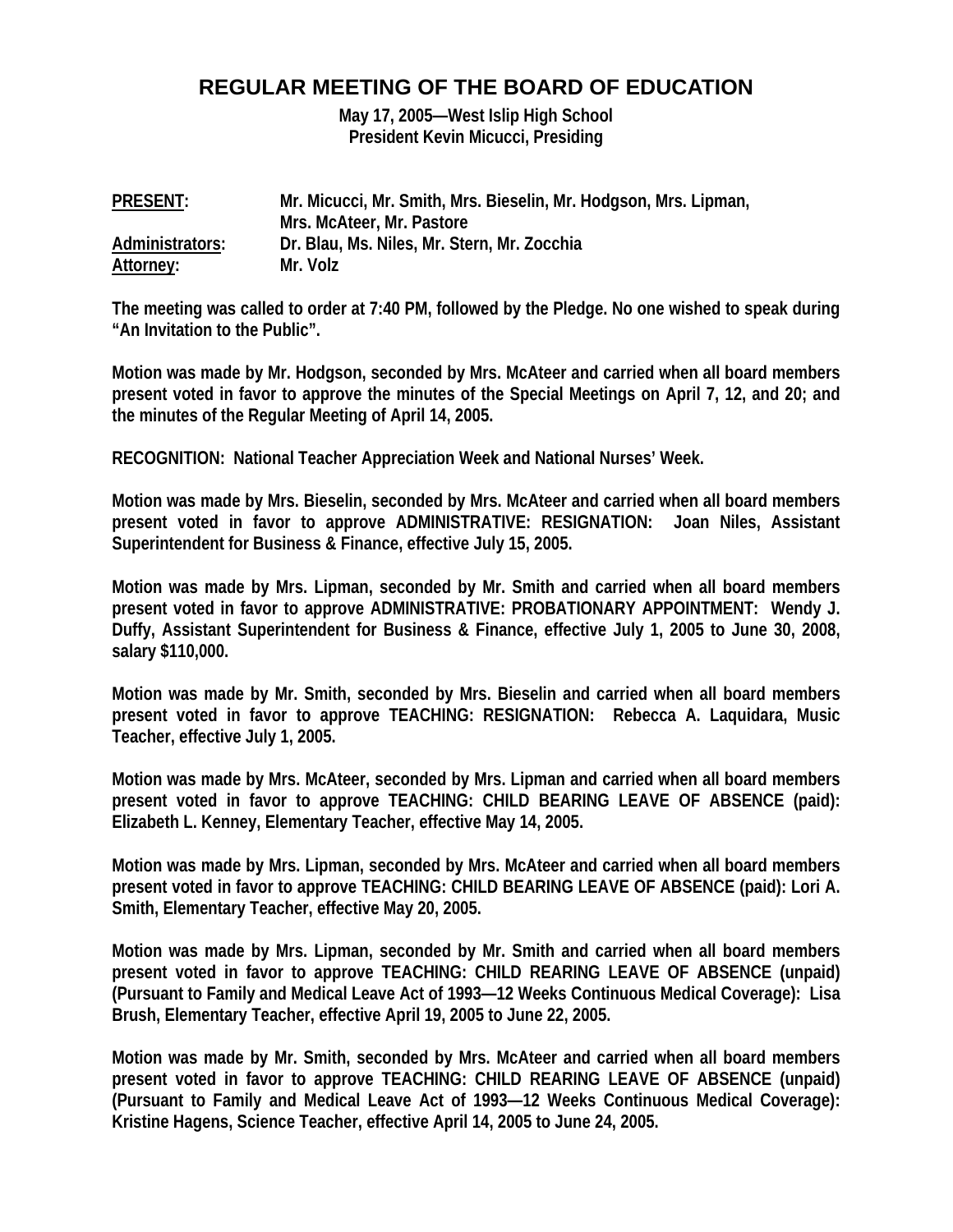## REGULAR MEETING OF THE BOARD OF EDUCATION

**May 17, 2005—West Islip High School**
**President Kevin Micucci, Presiding**

| | |
|---|---|
| **PRESENT:** | **Mr. Micucci, Mr. Smith, Mrs. Bieselin, Mr. Hodgson, Mrs. Lipman, Mrs. McAteer, Mr. Pastore** |
| **Administrators:** | **Dr. Blau, Ms. Niles, Mr. Stern, Mr. Zocchia** |
| **Attorney:** | **Mr. Volz** |

**The meeting was called to order at 7:40 PM, followed by the Pledge. No one wished to speak during "An Invitation to the Public".**

**Motion was made by Mr. Hodgson, seconded by Mrs. McAteer and carried when all board members present voted in favor to approve the minutes of the Special Meetings on April 7, 12, and 20; and the minutes of the Regular Meeting of April 14, 2005.**

**RECOGNITION: National Teacher Appreciation Week and National Nurses' Week.**

**Motion was made by Mrs. Bieselin, seconded by Mrs. McAteer and carried when all board members present voted in favor to approve ADMINISTRATIVE: RESIGNATION: Joan Niles, Assistant Superintendent for Business & Finance, effective July 15, 2005.**

**Motion was made by Mrs. Lipman, seconded by Mr. Smith and carried when all board members present voted in favor to approve ADMINISTRATIVE: PROBATIONARY APPOINTMENT: Wendy J. Duffy, Assistant Superintendent for Business & Finance, effective July 1, 2005 to June 30, 2008, salary $110,000.**

**Motion was made by Mr. Smith, seconded by Mrs. Bieselin and carried when all board members present voted in favor to approve TEACHING: RESIGNATION: Rebecca A. Laquidara, Music Teacher, effective July 1, 2005.**

**Motion was made by Mrs. McAteer, seconded by Mrs. Lipman and carried when all board members present voted in favor to approve TEACHING: CHILD BEARING LEAVE OF ABSENCE (paid): Elizabeth L. Kenney, Elementary Teacher, effective May 14, 2005.**

**Motion was made by Mrs. Lipman, seconded by Mrs. McAteer and carried when all board members present voted in favor to approve TEACHING: CHILD BEARING LEAVE OF ABSENCE (paid): Lori A. Smith, Elementary Teacher, effective May 20, 2005.**

**Motion was made by Mrs. Lipman, seconded by Mr. Smith and carried when all board members present voted in favor to approve TEACHING: CHILD REARING LEAVE OF ABSENCE (unpaid) (Pursuant to Family and Medical Leave Act of 1993—12 Weeks Continuous Medical Coverage): Lisa Brush, Elementary Teacher, effective April 19, 2005 to June 22, 2005.**

**Motion was made by Mr. Smith, seconded by Mrs. McAteer and carried when all board members present voted in favor to approve TEACHING: CHILD REARING LEAVE OF ABSENCE (unpaid) (Pursuant to Family and Medical Leave Act of 1993—12 Weeks Continuous Medical Coverage): Kristine Hagens, Science Teacher, effective April 14, 2005 to June 24, 2005.**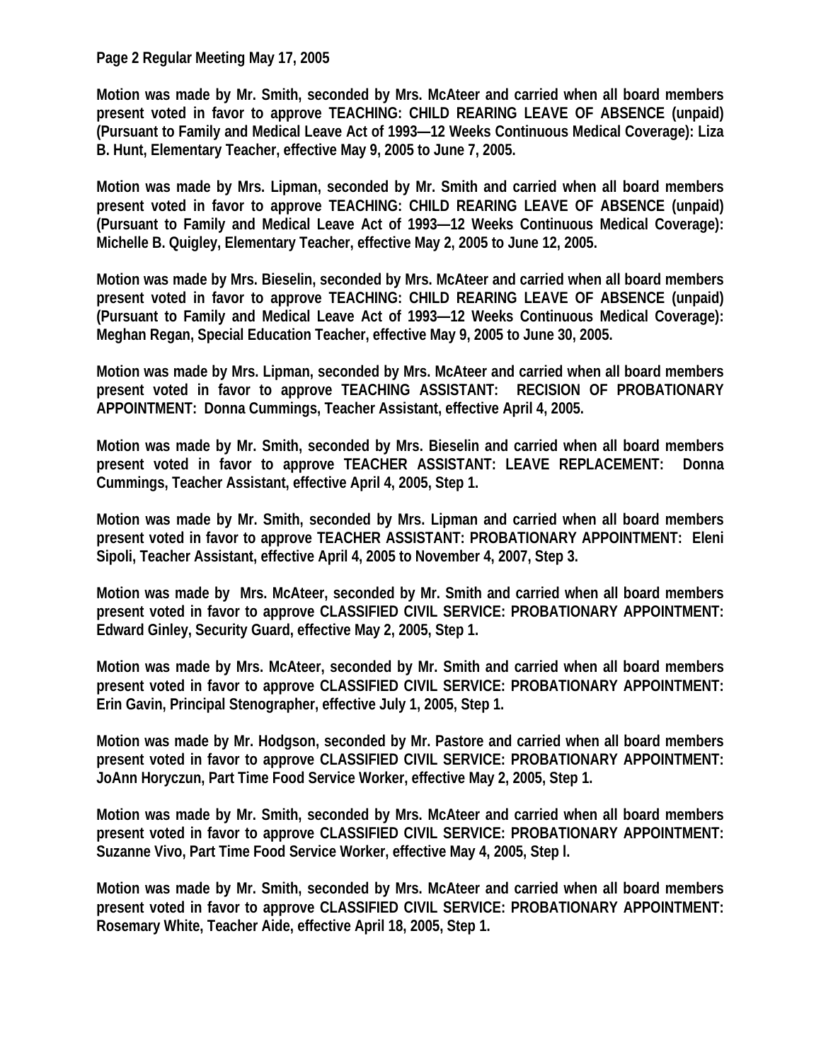**Motion was made by Mr. Smith, seconded by Mrs. McAteer and carried when all board members present voted in favor to approve TEACHING: CHILD REARING LEAVE OF ABSENCE (unpaid) (Pursuant to Family and Medical Leave Act of 1993—12 Weeks Continuous Medical Coverage): Liza B. Hunt, Elementary Teacher, effective May 9, 2005 to June 7, 2005.**

**Motion was made by Mrs. Lipman, seconded by Mr. Smith and carried when all board members present voted in favor to approve TEACHING: CHILD REARING LEAVE OF ABSENCE (unpaid) (Pursuant to Family and Medical Leave Act of 1993—12 Weeks Continuous Medical Coverage): Michelle B. Quigley, Elementary Teacher, effective May 2, 2005 to June 12, 2005.**

**Motion was made by Mrs. Bieselin, seconded by Mrs. McAteer and carried when all board members present voted in favor to approve TEACHING: CHILD REARING LEAVE OF ABSENCE (unpaid) (Pursuant to Family and Medical Leave Act of 1993—12 Weeks Continuous Medical Coverage): Meghan Regan, Special Education Teacher, effective May 9, 2005 to June 30, 2005.**

**Motion was made by Mrs. Lipman, seconded by Mrs. McAteer and carried when all board members present voted in favor to approve TEACHING ASSISTANT: RECISION OF PROBATIONARY APPOINTMENT: Donna Cummings, Teacher Assistant, effective April 4, 2005.**

**Motion was made by Mr. Smith, seconded by Mrs. Bieselin and carried when all board members present voted in favor to approve TEACHER ASSISTANT: LEAVE REPLACEMENT: Donna Cummings, Teacher Assistant, effective April 4, 2005, Step 1.**

**Motion was made by Mr. Smith, seconded by Mrs. Lipman and carried when all board members present voted in favor to approve TEACHER ASSISTANT: PROBATIONARY APPOINTMENT: Eleni Sipoli, Teacher Assistant, effective April 4, 2005 to November 4, 2007, Step 3.**

**Motion was made by Mrs. McAteer, seconded by Mr. Smith and carried when all board members present voted in favor to approve CLASSIFIED CIVIL SERVICE: PROBATIONARY APPOINTMENT: Edward Ginley, Security Guard, effective May 2, 2005, Step 1.**

**Motion was made by Mrs. McAteer, seconded by Mr. Smith and carried when all board members present voted in favor to approve CLASSIFIED CIVIL SERVICE: PROBATIONARY APPOINTMENT: Erin Gavin, Principal Stenographer, effective July 1, 2005, Step 1.**

**Motion was made by Mr. Hodgson, seconded by Mr. Pastore and carried when all board members present voted in favor to approve CLASSIFIED CIVIL SERVICE: PROBATIONARY APPOINTMENT: JoAnn Horyczun, Part Time Food Service Worker, effective May 2, 2005, Step 1.**

**Motion was made by Mr. Smith, seconded by Mrs. McAteer and carried when all board members present voted in favor to approve CLASSIFIED CIVIL SERVICE: PROBATIONARY APPOINTMENT: Suzanne Vivo, Part Time Food Service Worker, effective May 4, 2005, Step l.**

**Motion was made by Mr. Smith, seconded by Mrs. McAteer and carried when all board members present voted in favor to approve CLASSIFIED CIVIL SERVICE: PROBATIONARY APPOINTMENT: Rosemary White, Teacher Aide, effective April 18, 2005, Step 1.**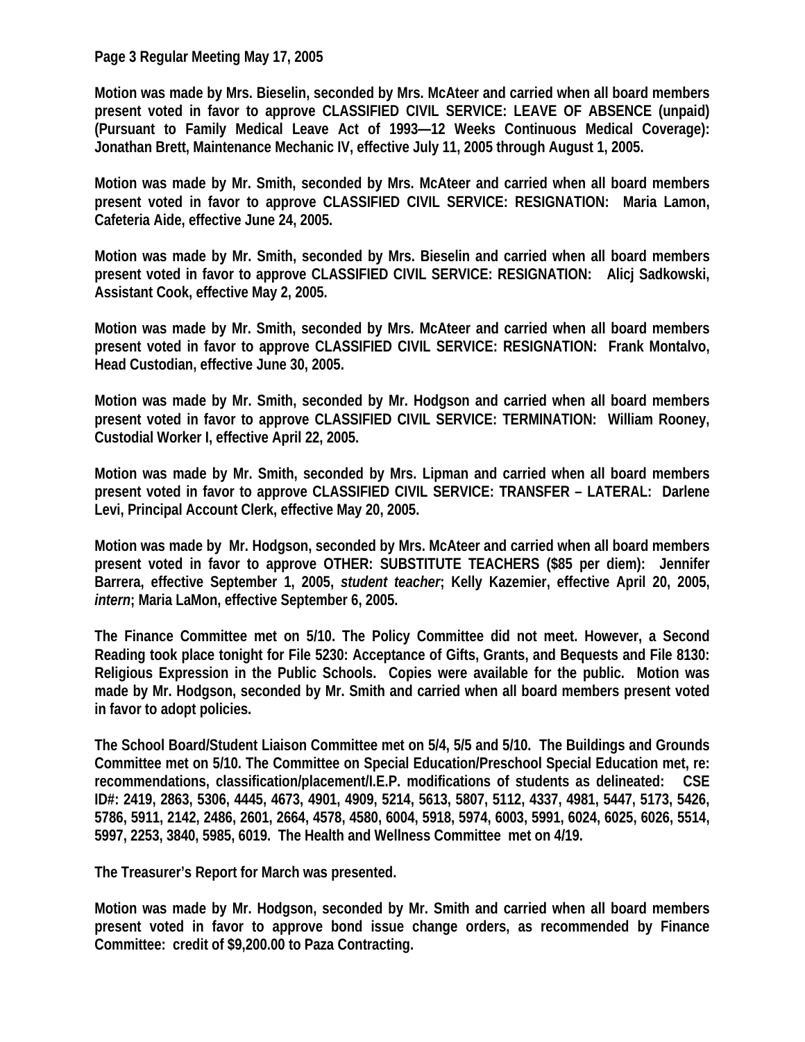**Motion was made by Mrs. Bieselin, seconded by Mrs. McAteer and carried when all board members present voted in favor to approve CLASSIFIED CIVIL SERVICE: LEAVE OF ABSENCE (unpaid) (Pursuant to Family Medical Leave Act of 1993—12 Weeks Continuous Medical Coverage): Jonathan Brett, Maintenance Mechanic IV, effective July 11, 2005 through August 1, 2005.**

**Motion was made by Mr. Smith, seconded by Mrs. McAteer and carried when all board members present voted in favor to approve CLASSIFIED CIVIL SERVICE: RESIGNATION: Maria Lamon, Cafeteria Aide, effective June 24, 2005.**

**Motion was made by Mr. Smith, seconded by Mrs. Bieselin and carried when all board members present voted in favor to approve CLASSIFIED CIVIL SERVICE: RESIGNATION: Alicj Sadkowski, Assistant Cook, effective May 2, 2005.**

**Motion was made by Mr. Smith, seconded by Mrs. McAteer and carried when all board members present voted in favor to approve CLASSIFIED CIVIL SERVICE: RESIGNATION: Frank Montalvo, Head Custodian, effective June 30, 2005.**

**Motion was made by Mr. Smith, seconded by Mr. Hodgson and carried when all board members present voted in favor to approve CLASSIFIED CIVIL SERVICE: TERMINATION: William Rooney, Custodial Worker I, effective April 22, 2005.**

**Motion was made by Mr. Smith, seconded by Mrs. Lipman and carried when all board members present voted in favor to approve CLASSIFIED CIVIL SERVICE: TRANSFER – LATERAL: Darlene Levi, Principal Account Clerk, effective May 20, 2005.**

**Motion was made by Mr. Hodgson, seconded by Mrs. McAteer and carried when all board members present voted in favor to approve OTHER: SUBSTITUTE TEACHERS ($85 per diem): Jennifer Barrera, effective September 1, 2005, *student teacher*; Kelly Kazemier, effective April 20, 2005, *intern*; Maria LaMon, effective September 6, 2005.**

**The Finance Committee met on 5/10. The Policy Committee did not meet. However, a Second Reading took place tonight for File 5230: Acceptance of Gifts, Grants, and Bequests and File 8130: Religious Expression in the Public Schools. Copies were available for the public. Motion was made by Mr. Hodgson, seconded by Mr. Smith and carried when all board members present voted in favor to adopt policies.**

**The School Board/Student Liaison Committee met on 5/4, 5/5 and 5/10. The Buildings and Grounds Committee met on 5/10. The Committee on Special Education/Preschool Special Education met, re: recommendations, classification/placement/I.E.P. modifications of students as delineated: CSE ID#: 2419, 2863, 5306, 4445, 4673, 4901, 4909, 5214, 5613, 5807, 5112, 4337, 4981, 5447, 5173, 5426, 5786, 5911, 2142, 2486, 2601, 2664, 4578, 4580, 6004, 5918, 5974, 6003, 5991, 6024, 6025, 6026, 5514, 5997, 2253, 3840, 5985, 6019. The Health and Wellness Committee met on 4/19.**

**The Treasurer's Report for March was presented.**

**Motion was made by Mr. Hodgson, seconded by Mr. Smith and carried when all board members present voted in favor to approve bond issue change orders, as recommended by Finance Committee: credit of $9,200.00 to Paza Contracting.**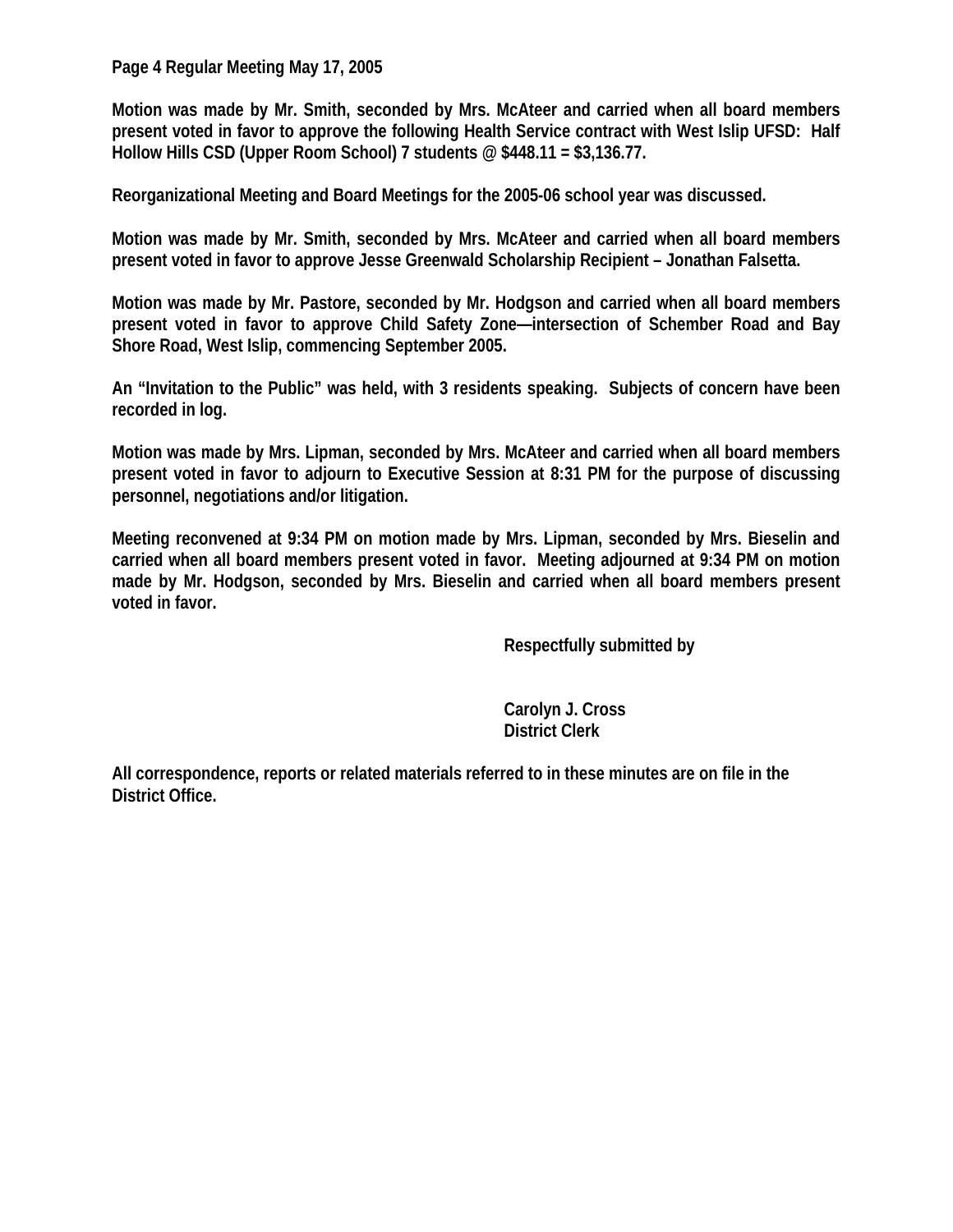Motion was made by Mr. Smith, seconded by Mrs. McAteer and carried when all board members present voted in favor to approve the following Health Service contract with West Islip UFSD: Half Hollow Hills CSD (Upper Room School) 7 students @ $448.11 = $3,136.77.

Reorganizational Meeting and Board Meetings for the 2005-06 school year was discussed.

Motion was made by Mr. Smith, seconded by Mrs. McAteer and carried when all board members present voted in favor to approve Jesse Greenwald Scholarship Recipient – Jonathan Falsetta.

Motion was made by Mr. Pastore, seconded by Mr. Hodgson and carried when all board members present voted in favor to approve Child Safety Zone—intersection of Schember Road and Bay Shore Road, West Islip, commencing September 2005.

An "Invitation to the Public" was held, with 3 residents speaking. Subjects of concern have been recorded in log.

Motion was made by Mrs. Lipman, seconded by Mrs. McAteer and carried when all board members present voted in favor to adjourn to Executive Session at 8:31 PM for the purpose of discussing personnel, negotiations and/or litigation.

Meeting reconvened at 9:34 PM on motion made by Mrs. Lipman, seconded by Mrs. Bieselin and carried when all board members present voted in favor. Meeting adjourned at 9:34 PM on motion made by Mr. Hodgson, seconded by Mrs. Bieselin and carried when all board members present voted in favor.

Respectfully submitted by

Carolyn J. Cross
District Clerk

All correspondence, reports or related materials referred to in these minutes are on file in the District Office.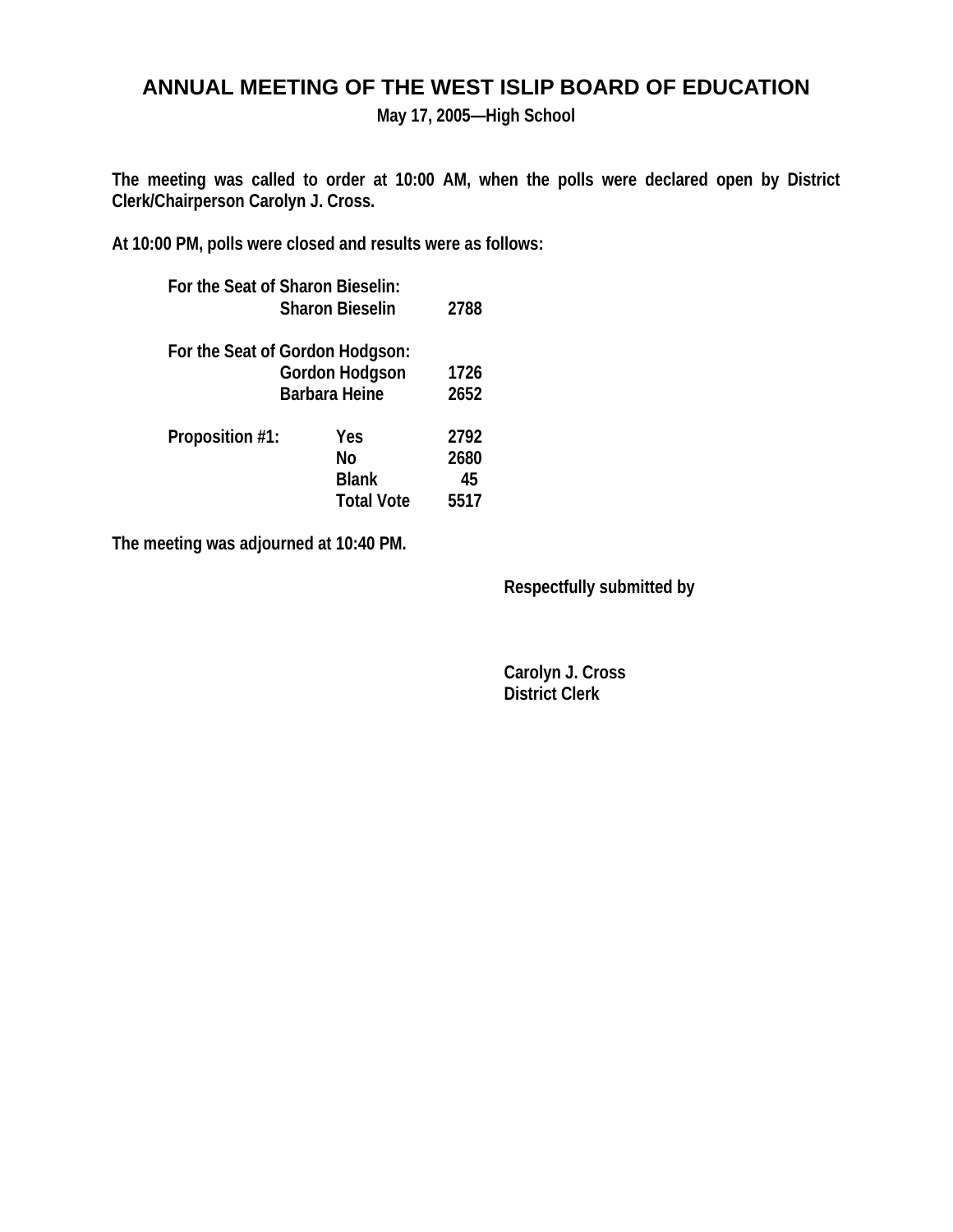# ANNUAL MEETING OF THE WEST ISLIP BOARD OF EDUCATION

**May 17, 2005—High School**

**The meeting was called to order at 10:00 AM, when the polls were declared open by District Clerk/Chairperson Carolyn J. Cross.**

**At 10:00 PM, polls were closed and results were as follows:**

| | | |
|---|---|---|
| **For the Seat of Sharon Bieselin:** | | |
| | **Sharon Bieselin** | **2788** |
| **For the Seat of Gordon Hodgson:** | | |
| | **Gordon Hodgson** | **1726** |
| | **Barbara Heine** | **2652** |
| **Proposition #1:** | **Yes** | **2792** |
| | **No** | **2680** |
| | **Blank** | **45** |
| | **Total Vote** | **5517** |

**The meeting was adjourned at 10:40 PM.**

**Respectfully submitted by**

**Carolyn J. Cross**
**District Clerk**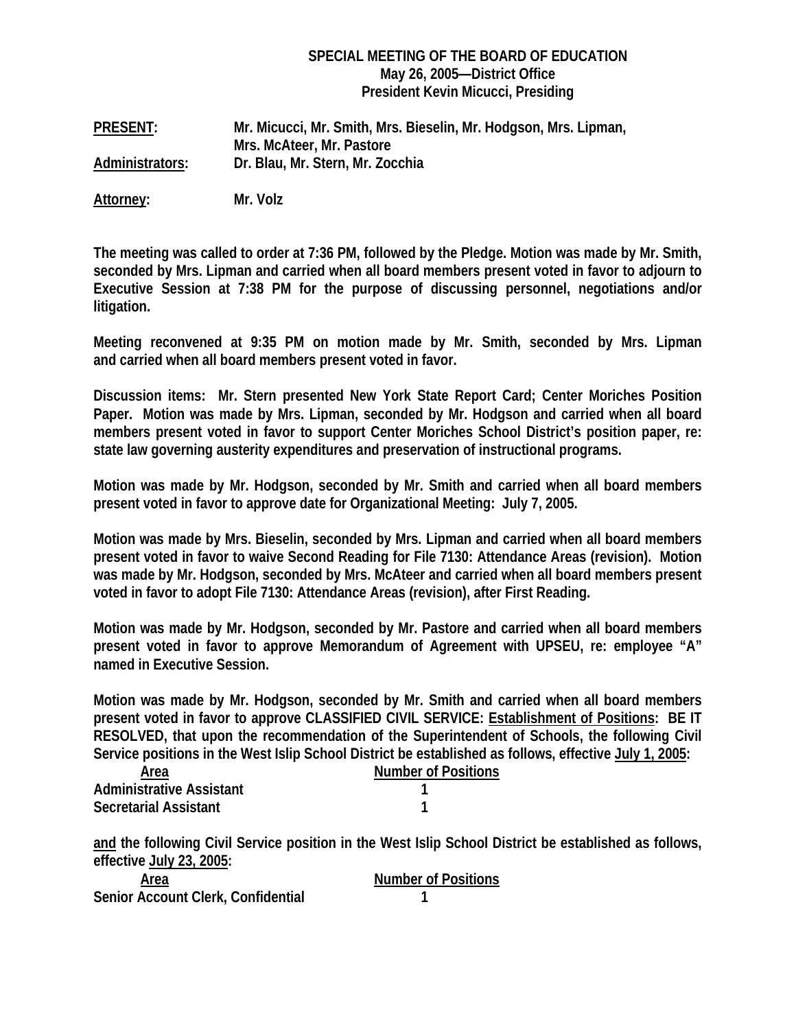**SPECIAL MEETING OF THE BOARD OF EDUCATION**
**May 26, 2005—District Office**
**President Kevin Micucci, Presiding**

**PRESENT:** Mr. Micucci, Mr. Smith, Mrs. Bieselin, Mr. Hodgson, Mrs. Lipman, Mrs. McAteer, Mr. Pastore
**Administrators:** Dr. Blau, Mr. Stern, Mr. Zocchia

**Attorney:** Mr. Volz

The meeting was called to order at 7:36 PM, followed by the Pledge. Motion was made by Mr. Smith, seconded by Mrs. Lipman and carried when all board members present voted in favor to adjourn to Executive Session at 7:38 PM for the purpose of discussing personnel, negotiations and/or litigation.

Meeting reconvened at 9:35 PM on motion made by Mr. Smith, seconded by Mrs. Lipman and carried when all board members present voted in favor.

Discussion items: Mr. Stern presented New York State Report Card; Center Moriches Position Paper. Motion was made by Mrs. Lipman, seconded by Mr. Hodgson and carried when all board members present voted in favor to support Center Moriches School District's position paper, re: state law governing austerity expenditures and preservation of instructional programs.

Motion was made by Mr. Hodgson, seconded by Mr. Smith and carried when all board members present voted in favor to approve date for Organizational Meeting: July 7, 2005.

Motion was made by Mrs. Bieselin, seconded by Mrs. Lipman and carried when all board members present voted in favor to waive Second Reading for File 7130: Attendance Areas (revision). Motion was made by Mr. Hodgson, seconded by Mrs. McAteer and carried when all board members present voted in favor to adopt File 7130: Attendance Areas (revision), after First Reading.

Motion was made by Mr. Hodgson, seconded by Mr. Pastore and carried when all board members present voted in favor to approve Memorandum of Agreement with UPSEU, re: employee "A" named in Executive Session.

Motion was made by Mr. Hodgson, seconded by Mr. Smith and carried when all board members present voted in favor to approve CLASSIFIED CIVIL SERVICE: Establishment of Positions: BE IT RESOLVED, that upon the recommendation of the Superintendent of Schools, the following Civil Service positions in the West Islip School District be established as follows, effective July 1, 2005:

| Area | Number of Positions |
|---|---|
| Administrative Assistant | 1 |
| Secretarial Assistant | 1 |

and the following Civil Service position in the West Islip School District be established as follows, effective July 23, 2005:

| Area | Number of Positions |
|---|---|
| Senior Account Clerk, Confidential | 1 |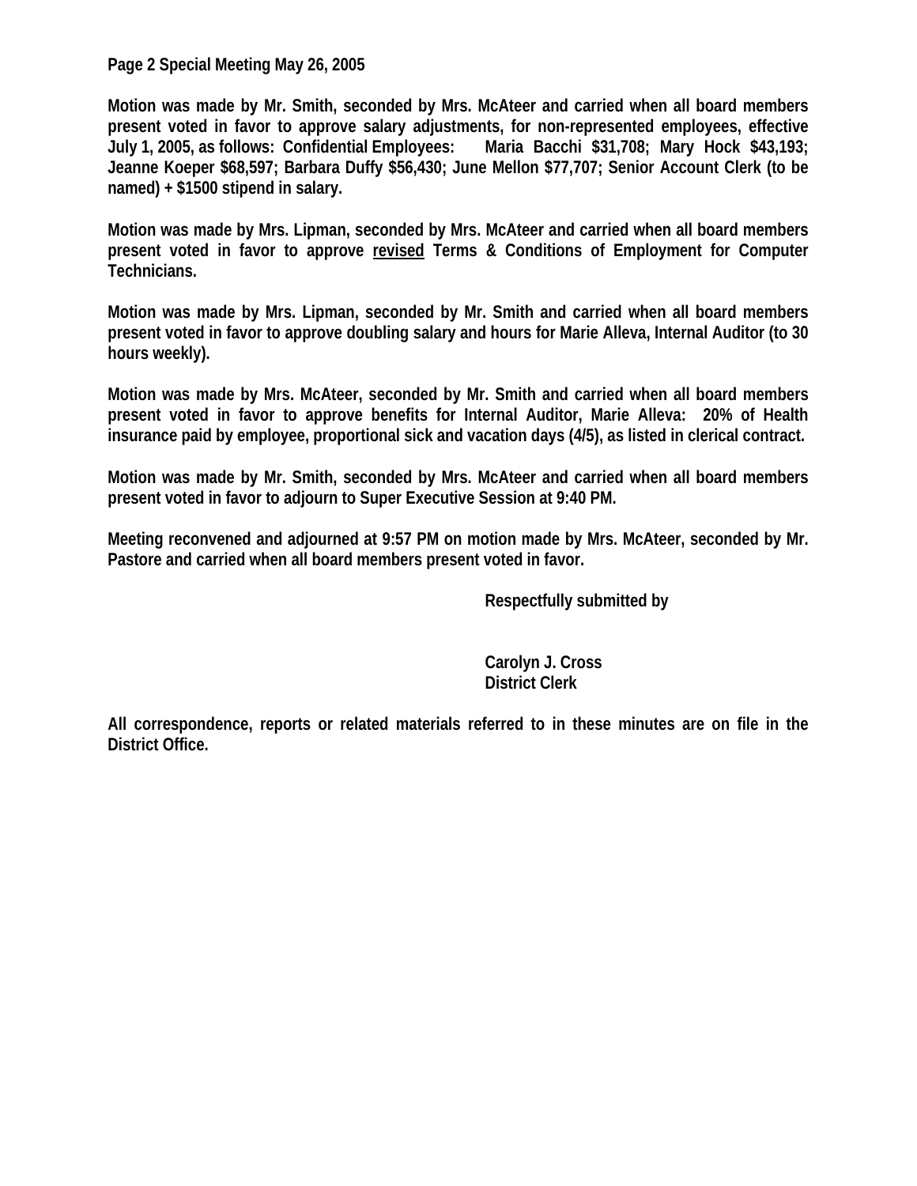**Page 2 Special Meeting May 26, 2005**

**Motion was made by Mr. Smith, seconded by Mrs. McAteer and carried when all board members present voted in favor to approve salary adjustments, for non-represented employees, effective July 1, 2005, as follows: Confidential Employees: Maria Bacchi $31,708; Mary Hock $43,193; Jeanne Koeper $68,597; Barbara Duffy $56,430; June Mellon $77,707; Senior Account Clerk (to be named) + $1500 stipend in salary.**

**Motion was made by Mrs. Lipman, seconded by Mrs. McAteer and carried when all board members present voted in favor to approve <u>revised</u> Terms & Conditions of Employment for Computer Technicians.**

**Motion was made by Mrs. Lipman, seconded by Mr. Smith and carried when all board members present voted in favor to approve doubling salary and hours for Marie Alleva, Internal Auditor (to 30 hours weekly).**

**Motion was made by Mrs. McAteer, seconded by Mr. Smith and carried when all board members present voted in favor to approve benefits for Internal Auditor, Marie Alleva: 20% of Health insurance paid by employee, proportional sick and vacation days (4/5), as listed in clerical contract.**

**Motion was made by Mr. Smith, seconded by Mrs. McAteer and carried when all board members present voted in favor to adjourn to Super Executive Session at 9:40 PM.**

**Meeting reconvened and adjourned at 9:57 PM on motion made by Mrs. McAteer, seconded by Mr. Pastore and carried when all board members present voted in favor.**

**Respectfully submitted by**

**Carolyn J. Cross**
**District Clerk**

**All correspondence, reports or related materials referred to in these minutes are on file in the District Office.**